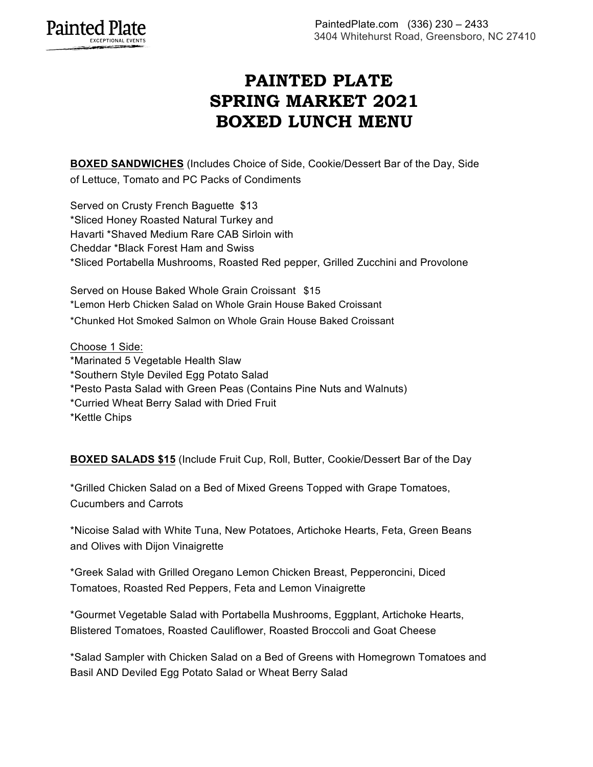Painted Plate
EXCEPTIONAL EVENTS

PaintedPlate.com (336) 230 – 2433
3404 Whitehurst Road, Greensboro, NC 27410

# PAINTED PLATE
# SPRING MARKET 2021
# BOXED LUNCH MENU

**BOXED SANDWICHES** (Includes Choice of Side, Cookie/Dessert Bar of the Day, Side of Lettuce, Tomato and PC Packs of Condiments

Served on Crusty French Baguette $13
*Sliced Honey Roasted Natural Turkey and Havarti *Shaved Medium Rare CAB Sirloin with Cheddar *Black Forest Ham and Swiss
*Sliced Portabella Mushrooms, Roasted Red pepper, Grilled Zucchini and Provolone

Served on House Baked Whole Grain Croissant $15
*Lemon Herb Chicken Salad on Whole Grain House Baked Croissant
*Chunked Hot Smoked Salmon on Whole Grain House Baked Croissant

Choose 1 Side:
*Marinated 5 Vegetable Health Slaw
*Southern Style Deviled Egg Potato Salad
*Pesto Pasta Salad with Green Peas (Contains Pine Nuts and Walnuts)
*Curried Wheat Berry Salad with Dried Fruit
*Kettle Chips

**BOXED SALADS $15** (Include Fruit Cup, Roll, Butter, Cookie/Dessert Bar of the Day

*Grilled Chicken Salad on a Bed of Mixed Greens Topped with Grape Tomatoes, Cucumbers and Carrots

*Nicoise Salad with White Tuna, New Potatoes, Artichoke Hearts, Feta, Green Beans and Olives with Dijon Vinaigrette

*Greek Salad with Grilled Oregano Lemon Chicken Breast, Pepperoncini, Diced Tomatoes, Roasted Red Peppers, Feta and Lemon Vinaigrette

*Gourmet Vegetable Salad with Portabella Mushrooms, Eggplant, Artichoke Hearts, Blistered Tomatoes, Roasted Cauliflower, Roasted Broccoli and Goat Cheese

*Salad Sampler with Chicken Salad on a Bed of Greens with Homegrown Tomatoes and Basil AND Deviled Egg Potato Salad or Wheat Berry Salad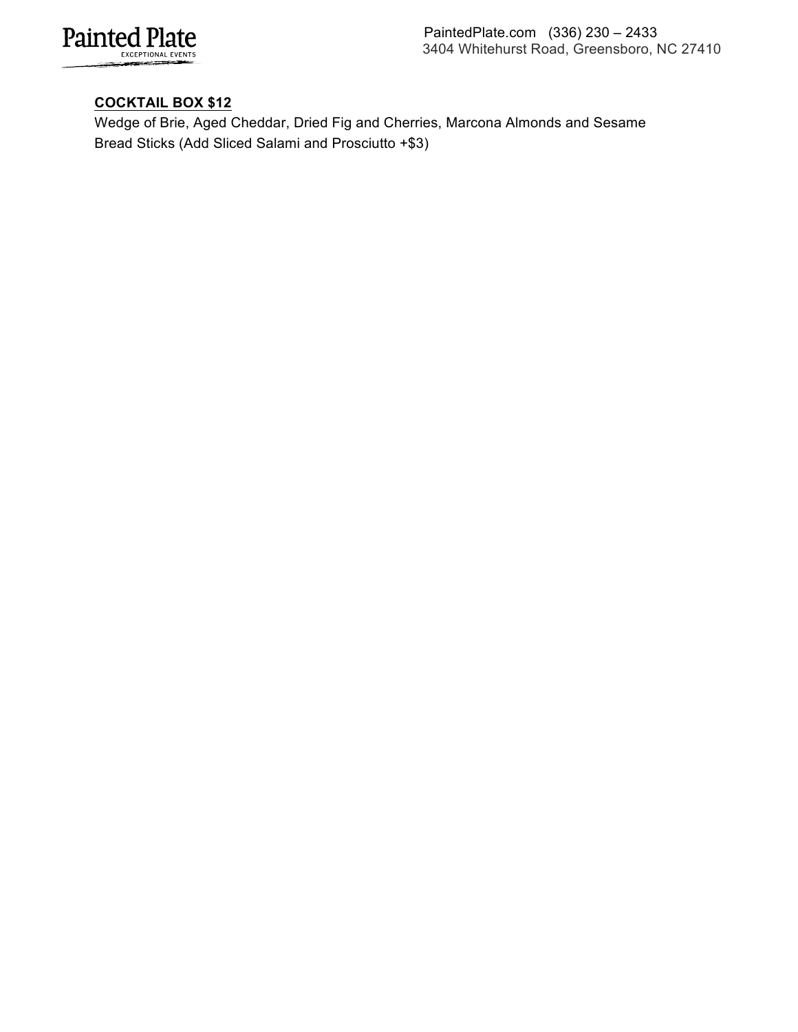**COCKTAIL BOX $12**

Wedge of Brie, Aged Cheddar, Dried Fig and Cherries, Marcona Almonds and Sesame Bread Sticks (Add Sliced Salami and Prosciutto +$3)